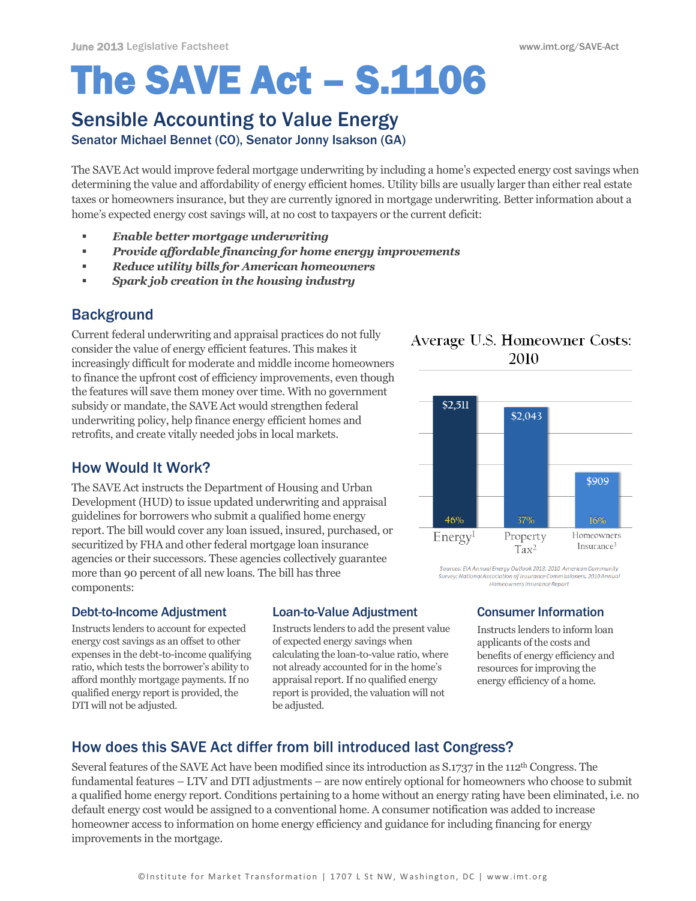June 2013 Legislative Factsheet

www.imt.org/SAVE-Act

# The SAVE Act – S.1106

## Sensible Accounting to Value Energy

Senator Michael Bennet (CO), Senator Jonny Isakson (GA)

The SAVE Act would improve federal mortgage underwriting by including a home's expected energy cost savings when determining the value and affordability of energy efficient homes. Utility bills are usually larger than either real estate taxes or homeowners insurance, but they are currently ignored in mortgage underwriting. Better information about a home's expected energy cost savings will, at no cost to taxpayers or the current deficit:

- ***Enable better mortgage underwriting***
- ***Provide affordable financing for home energy improvements***
- ***Reduce utility bills for American homeowners***
- ***Spark job creation in the housing industry***

## Background

Current federal underwriting and appraisal practices do not fully consider the value of energy efficient features. This makes it increasingly difficult for moderate and middle income homeowners to finance the upfront cost of efficiency improvements, even though the features will save them money over time. With no government subsidy or mandate, the SAVE Act would strengthen federal underwriting policy, help finance energy efficient homes and retrofits, and create vitally needed jobs in local markets.

**Average U.S. Homeowner Costs: 2010**

| | Energy[1] | Property Tax[2] | Homeowners Insurance[3] |
|---|---|---|---|
| Cost | $2,511 | $2,043 | $909 |
| Share | 46% | 37% | 16% |

Sources: EIA Annual Energy Outlook 2013; 2010 American Community Survey; National Association of Insurance Commissioners, 2010 Annual Homeowners Insurance Report

## How Would It Work?

The SAVE Act instructs the Department of Housing and Urban Development (HUD) to issue updated underwriting and appraisal guidelines for borrowers who submit a qualified home energy report. The bill would cover any loan issued, insured, purchased, or securitized by FHA and other federal mortgage loan insurance agencies or their successors. These agencies collectively guarantee more than 90 percent of all new loans. The bill has three components:

### Debt-to-Income Adjustment

Instructs lenders to account for expected energy cost savings as an offset to other expenses in the debt-to-income qualifying ratio, which tests the borrower's ability to afford monthly mortgage payments. If no qualified energy report is provided, the DTI will not be adjusted.

### Loan-to-Value Adjustment

Instructs lenders to add the present value of expected energy savings when calculating the loan-to-value ratio, where not already accounted for in the home's appraisal report. If no qualified energy report is provided, the valuation will not be adjusted.

### Consumer Information

Instructs lenders to inform loan applicants of the costs and benefits of energy efficiency and resources for improving the energy efficiency of a home.

## How does this SAVE Act differ from bill introduced last Congress?

Several features of the SAVE Act have been modified since its introduction as S.1737 in the 112th Congress. The fundamental features – LTV and DTI adjustments – are now entirely optional for homeowners who choose to submit a qualified home energy report. Conditions pertaining to a home without an energy rating have been eliminated, i.e. no default energy cost would be assigned to a conventional home. A consumer notification was added to increase homeowner access to information on home energy efficiency and guidance for including financing for energy improvements in the mortgage.

©Institute for Market Transformation | 1707 L St NW, Washington, DC | www.imt.org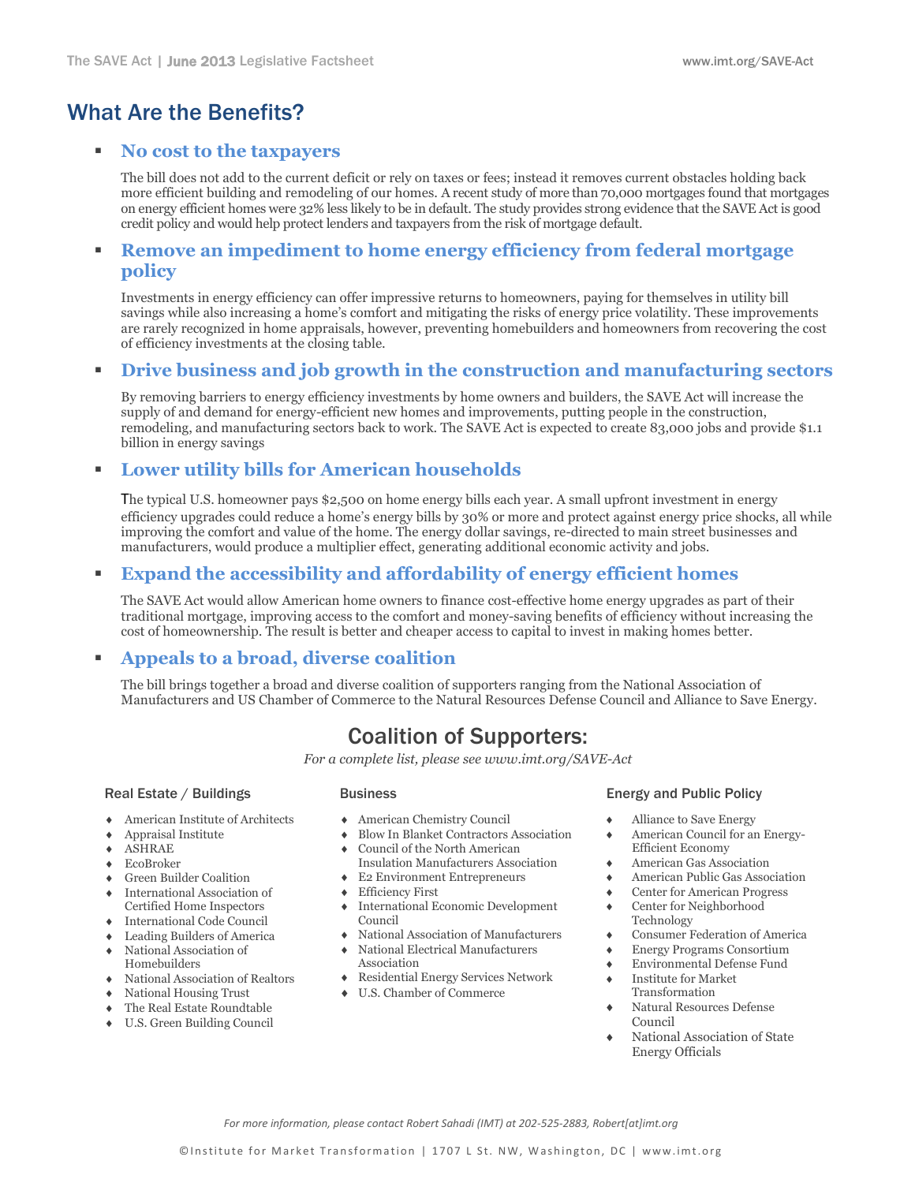## What Are the Benefits?

- **No cost to the taxpayers**

  The bill does not add to the current deficit or rely on taxes or fees; instead it removes current obstacles holding back more efficient building and remodeling of our homes. A recent study of more than 70,000 mortgages found that mortgages on energy efficient homes were 32% less likely to be in default. The study provides strong evidence that the SAVE Act is good credit policy and would help protect lenders and taxpayers from the risk of mortgage default.

- **Remove an impediment to home energy efficiency from federal mortgage policy**

  Investments in energy efficiency can offer impressive returns to homeowners, paying for themselves in utility bill savings while also increasing a home's comfort and mitigating the risks of energy price volatility. These improvements are rarely recognized in home appraisals, however, preventing homebuilders and homeowners from recovering the cost of efficiency investments at the closing table.

- **Drive business and job growth in the construction and manufacturing sectors**

  By removing barriers to energy efficiency investments by home owners and builders, the SAVE Act will increase the supply of and demand for energy-efficient new homes and improvements, putting people in the construction, remodeling, and manufacturing sectors back to work. The SAVE Act is expected to create 83,000 jobs and provide $1.1 billion in energy savings

- **Lower utility bills for American households**

  The typical U.S. homeowner pays $2,500 on home energy bills each year. A small upfront investment in energy efficiency upgrades could reduce a home's energy bills by 30% or more and protect against energy price shocks, all while improving the comfort and value of the home. The energy dollar savings, re-directed to main street businesses and manufacturers, would produce a multiplier effect, generating additional economic activity and jobs.

- **Expand the accessibility and affordability of energy efficient homes**

  The SAVE Act would allow American home owners to finance cost-effective home energy upgrades as part of their traditional mortgage, improving access to the comfort and money-saving benefits of efficiency without increasing the cost of homeownership. The result is better and cheaper access to capital to invest in making homes better.

- **Appeals to a broad, diverse coalition**

  The bill brings together a broad and diverse coalition of supporters ranging from the National Association of Manufacturers and US Chamber of Commerce to the Natural Resources Defense Council and Alliance to Save Energy.

## Coalition of Supporters:

*For a complete list, please see www.imt.org/SAVE-Act*

### Real Estate / Buildings

- American Institute of Architects
- Appraisal Institute
- ASHRAE
- EcoBroker
- Green Builder Coalition
- International Association of Certified Home Inspectors
- International Code Council
- Leading Builders of America
- National Association of Homebuilders
- National Association of Realtors
- National Housing Trust
- The Real Estate Roundtable
- U.S. Green Building Council

### Business

- American Chemistry Council
- Blow In Blanket Contractors Association
- Council of the North American Insulation Manufacturers Association
- E2 Environment Entrepreneurs
- Efficiency First
- International Economic Development Council
- National Association of Manufacturers
- National Electrical Manufacturers Association
- Residential Energy Services Network
- U.S. Chamber of Commerce

### Energy and Public Policy

- Alliance to Save Energy
- American Council for an Energy-Efficient Economy
- American Gas Association
- American Public Gas Association
- Center for American Progress
- Center for Neighborhood Technology
- Consumer Federation of America
- Energy Programs Consortium
- Environmental Defense Fund
- Institute for Market Transformation
- Natural Resources Defense Council
- National Association of State Energy Officials

*For more information, please contact Robert Sahadi (IMT) at 202-525-2883, Robert[at]imt.org*

©Institute for Market Transformation | 1707 L St. NW, Washington, DC | www.imt.org